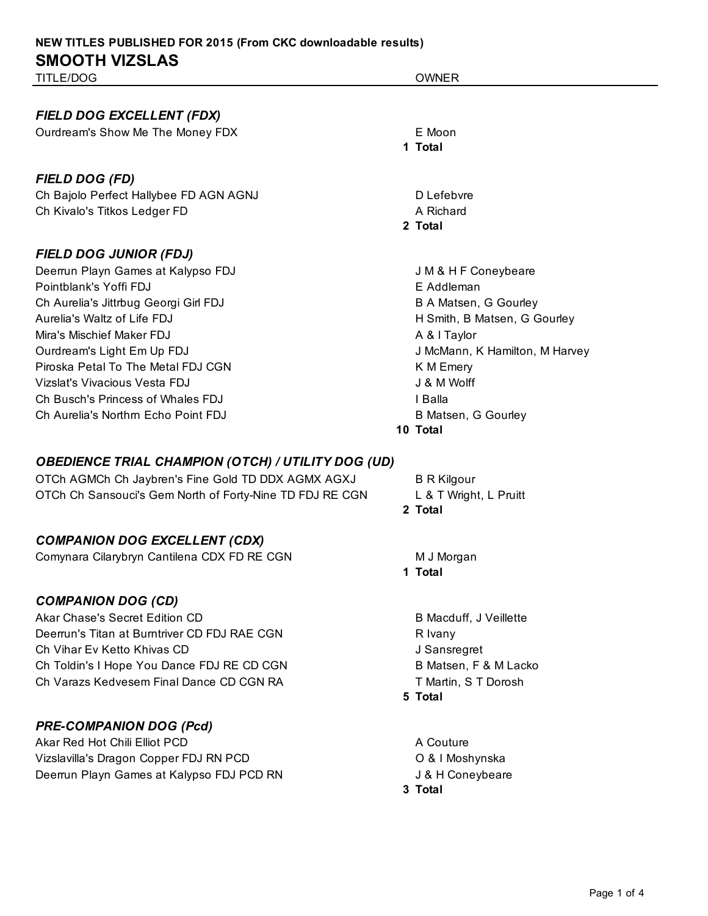**NEW TITLES PUBLISHED FOR 2015 (From CKC downloadable results)**

# SMOOTH VIZSLAS

| TITLE/DOG | OWNER |
| --- | --- |
| ***FIELD DOG EXCELLENT (FDX)*** | |
| Ourdream's Show Me The Money FDX | E Moon |
| | **1 Total** |
| ***FIELD DOG (FD)*** | |
| Ch Bajolo Perfect Hallybee FD AGN AGNJ | D Lefebvre |
| Ch Kivalo's Titkos Ledger FD | A Richard |
| | **2 Total** |
| ***FIELD DOG JUNIOR (FDJ)*** | |
| Deerrun Playn Games at Kalypso FDJ | J M & H F Coneybeare |
| Pointblank's Yoffi FDJ | E Addleman |
| Ch Aurelia's Jittrbug Georgi Girl FDJ | B A Matsen, G Gourley |
| Aurelia's Waltz of Life FDJ | H Smith, B Matsen, G Gourley |
| Mira's Mischief Maker FDJ | A & I Taylor |
| Ourdream's Light Em Up FDJ | J McMann, K Hamilton, M Harvey |
| Piroska Petal To The Metal FDJ CGN | K M Emery |
| Vizslat's Vivacious Vesta FDJ | J & M Wolff |
| Ch Busch's Princess of Whales FDJ | I Balla |
| Ch Aurelia's Northrn Echo Point FDJ | B Matsen, G Gourley |
| | **10 Total** |
| ***OBEDIENCE TRIAL CHAMPION (OTCH) / UTILITY DOG (UD)*** | |
| OTCh AGMCh Ch Jaybren's Fine Gold TD DDX AGMX AGXJ | B R Kilgour |
| OTCh Ch Sansouci's Gem North of Forty-Nine TD FDJ RE CGN | L & T Wright, L Pruitt |
| | **2 Total** |
| ***COMPANION DOG EXCELLENT (CDX)*** | |
| Comynara Cilarybryn Cantilena CDX FD RE CGN | M J Morgan |
| | **1 Total** |
| ***COMPANION DOG (CD)*** | |
| Akar Chase's Secret Edition CD | B Macduff, J Veillette |
| Deerrun's Titan at Burntriver CD FDJ RAE CGN | R Ivany |
| Ch Vihar Ev Ketto Khivas CD | J Sansregret |
| Ch Toldin's I Hope You Dance FDJ RE CD CGN | B Matsen, F & M Lacko |
| Ch Varazs Kedvesem Final Dance CD CGN RA | T Martin, S T Dorosh |
| | **5 Total** |
| ***PRE-COMPANION DOG (Pcd)*** | |
| Akar Red Hot Chili Elliot PCD | A Couture |
| Vizslavilla's Dragon Copper FDJ RN PCD | O & I Moshynska |
| Deerrun Playn Games at Kalypso FDJ PCD RN | J & H Coneybeare |
| | **3 Total** |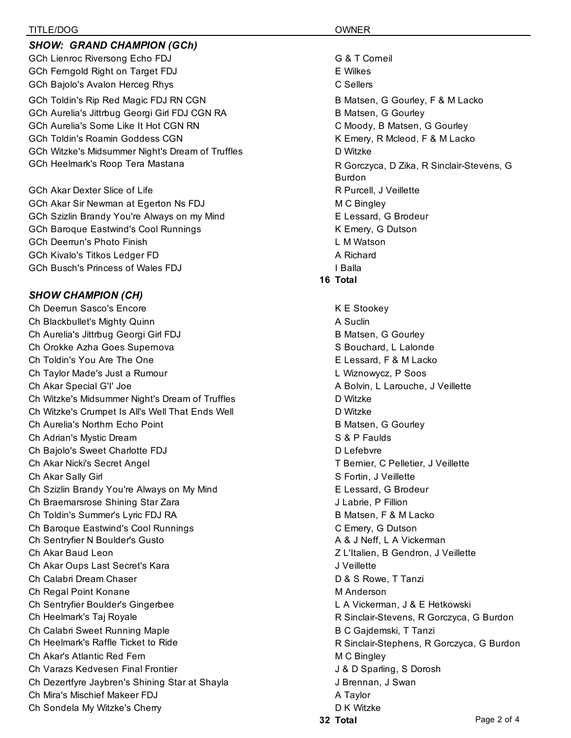| TITLE/DOG | OWNER |
|---|---|
| ***SHOW: GRAND CHAMPION (GCh)*** | |
| GCh Lienroc Riversong Echo FDJ | G & T Corneil |
| GCh Ferngold Right on Target FDJ | E Wilkes |
| GCh Bajolo's Avalon Herceg Rhys | C Sellers |
| GCh Toldin's Rip Red Magic FDJ RN CGN | B Matsen, G Gourley, F & M Lacko |
| GCh Aurelia's Jittrbug Georgi Girl FDJ CGN RA | B Matsen, G Gourley |
| GCh Aurelia's Some Like It Hot CGN RN | C Moody, B Matsen, G Gourley |
| GCh Toldin's Roamin Goddess CGN | K Emery, R Mcleod, F & M Lacko |
| GCh Witzke's Midsummer Night's Dream of Truffles | D Witzke |
| GCh Heelmark's Roop Tera Mastana | R Gorczyca, D Zika, R Sinclair-Stevens, G Burdon |
| GCh Akar Dexter Slice of Life | R Purcell, J Veillette |
| GCh Akar Sir Newman at Egerton Ns FDJ | M C Bingley |
| GCh Szizlin Brandy You're Always on my Mind | E Lessard, G Brodeur |
| GCh Baroque Eastwind's Cool Runnings | K Emery, G Dutson |
| GCh Deerrun's Photo Finish | L M Watson |
| GCh Kivalo's Titkos Ledger FD | A Richard |
| GCh Busch's Princess of Wales FDJ | I Balla |
| | **16 Total** |
| ***SHOW CHAMPION (CH)*** | |
| Ch Deerrun Sasco's Encore | K E Stookey |
| Ch Blackbullet's Mighty Quinn | A Suclin |
| Ch Aurelia's Jittrbug Georgi Girl FDJ | B Matsen, G Gourley |
| Ch Orokke Azha Goes Supernova | S Bouchard, L Lalonde |
| Ch Toldin's You Are The One | E Lessard, F & M Lacko |
| Ch Taylor Made's Just a Rumour | L Wiznowycz, P Soos |
| Ch Akar Special G'I' Joe | A Bolvin, L Larouche, J Veillette |
| Ch Witzke's Midsummer Night's Dream of Truffles | D Witzke |
| Ch Witzke's Crumpet Is All's Well That Ends Well | D Witzke |
| Ch Aurelia's Northrn Echo Point | B Matsen, G Gourley |
| Ch Adrian's Mystic Dream | S & P Faulds |
| Ch Bajolo's Sweet Charlotte FDJ | D Lefebvre |
| Ch Akar Nicki's Secret Angel | T Bernier, C Pelletier, J Veillette |
| Ch Akar Sally Girl | S Fortin, J Veillette |
| Ch Szizlin Brandy You're Always on My Mind | E Lessard, G Brodeur |
| Ch Braemarsrose Shining Star Zara | J Labrie, P Fillion |
| Ch Toldin's Summer's Lyric FDJ RA | B Matsen, F & M Lacko |
| Ch Baroque Eastwind's Cool Runnings | C Emery, G Dutson |
| Ch Sentryfier N Boulder's Gusto | A & J Neff, L A Vickerman |
| Ch Akar Baud Leon | Z L'Italien, B Gendron, J Veillette |
| Ch Akar Oups Last Secret's Kara | J Veillette |
| Ch Calabri Dream Chaser | D & S Rowe, T Tanzi |
| Ch Regal Point Konane | M Anderson |
| Ch Sentryfier Boulder's Gingerbee | L A Vickerman, J & E Hetkowski |
| Ch Heelmark's Taj Royale | R Sinclair-Stevens, R Gorczyca, G Burdon |
| Ch Calabri Sweet Running Maple | B C Gajdemski, T Tanzi |
| Ch Heelmark's Raffle Ticket to Ride | R Sinclair-Stephens, R Gorczyca, G Burdon |
| Ch Akar's Atlantic Red Fern | M C Bingley |
| Ch Varazs Kedvesen Final Frontier | J & D Sparling, S Dorosh |
| Ch Dezertfyre Jaybren's Shining Star at Shayla | J Brennan, J Swan |
| Ch Mira's Mischief Makeer FDJ | A Taylor |
| Ch Sondela My Witzke's Cherry | D K Witzke |
| | **32 Total** |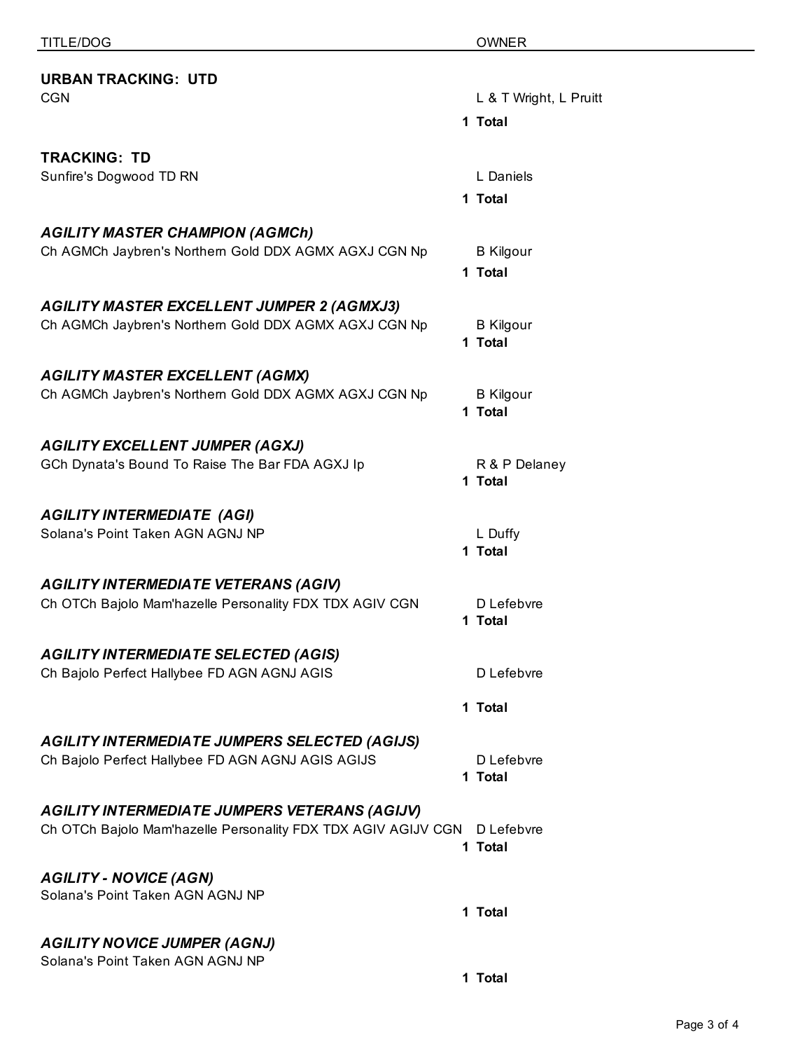| TITLE/DOG | OWNER |
| --- | --- |
| **URBAN TRACKING: UTD** | |
| CGN | L & T Wright, L Pruitt |
| | **1 Total** |
| **TRACKING: TD** | |
| Sunfire's Dogwood TD RN | L Daniels |
| | **1 Total** |
| ***AGILITY MASTER CHAMPION (AGMCh)*** | |
| Ch AGMCh Jaybren's Northern Gold DDX AGMX AGXJ CGN Np | B Kilgour |
| | **1 Total** |
| ***AGILITY MASTER EXCELLENT JUMPER 2 (AGMXJ3)*** | |
| Ch AGMCh Jaybren's Northern Gold DDX AGMX AGXJ CGN Np | B Kilgour |
| | **1 Total** |
| ***AGILITY MASTER EXCELLENT (AGMX)*** | |
| Ch AGMCh Jaybren's Northern Gold DDX AGMX AGXJ CGN Np | B Kilgour |
| | **1 Total** |
| ***AGILITY EXCELLENT JUMPER (AGXJ)*** | |
| GCh Dynata's Bound To Raise The Bar FDA AGXJ Ip | R & P Delaney |
| | **1 Total** |
| ***AGILITY INTERMEDIATE (AGI)*** | |
| Solana's Point Taken AGN AGNJ NP | L Duffy |
| | **1 Total** |
| ***AGILITY INTERMEDIATE VETERANS (AGIV)*** | |
| Ch OTCh Bajolo Mam'hazelle Personality FDX TDX AGIV CGN | D Lefebvre |
| | **1 Total** |
| ***AGILITY INTERMEDIATE SELECTED (AGIS)*** | |
| Ch Bajolo Perfect Hallybee FD AGN AGNJ AGIS | D Lefebvre |
| | **1 Total** |
| ***AGILITY INTERMEDIATE JUMPERS SELECTED (AGIJS)*** | |
| Ch Bajolo Perfect Hallybee FD AGN AGNJ AGIS AGIJS | D Lefebvre |
| | **1 Total** |
| ***AGILITY INTERMEDIATE JUMPERS VETERANS (AGIJV)*** | |
| Ch OTCh Bajolo Mam'hazelle Personality FDX TDX AGIV AGIJV CGN | D Lefebvre |
| | **1 Total** |
| ***AGILITY - NOVICE (AGN)*** | |
| Solana's Point Taken AGN AGNJ NP | |
| | **1 Total** |
| ***AGILITY NOVICE JUMPER (AGNJ)*** | |
| Solana's Point Taken AGN AGNJ NP | |
| | **1 Total** |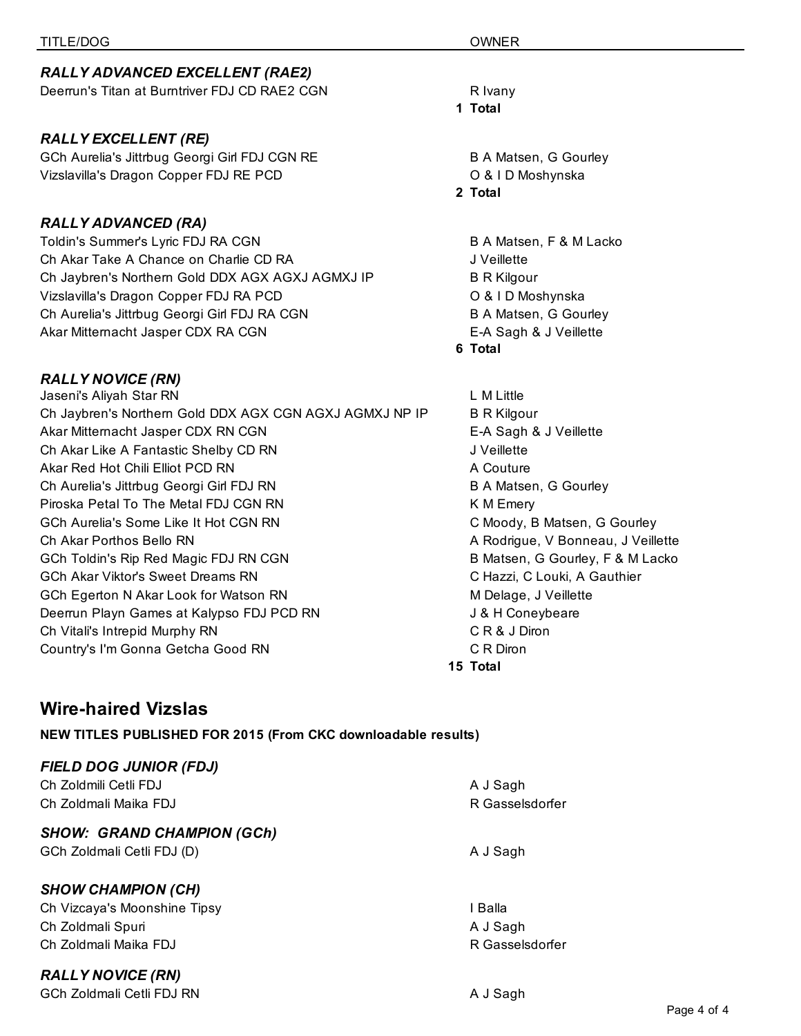| TITLE/DOG | OWNER |
|---|---|
| ***RALLY ADVANCED EXCELLENT (RAE2)*** | |
| Deerrun's Titan at Burntriver FDJ CD RAE2 CGN | R Ivany |
| | **1 Total** |
| ***RALLY EXCELLENT (RE)*** | |
| GCh Aurelia's Jittrbug Georgi Girl FDJ CGN RE | B A Matsen, G Gourley |
| Vizslavilla's Dragon Copper FDJ RE PCD | O & I D Moshynska |
| | **2 Total** |
| ***RALLY ADVANCED (RA)*** | |
| Toldin's Summer's Lyric FDJ RA CGN | B A Matsen, F & M Lacko |
| Ch Akar Take A Chance on Charlie CD RA | J Veillette |
| Ch Jaybren's Northern Gold DDX AGX AGXJ AGMXJ IP | B R Kilgour |
| Vizslavilla's Dragon Copper FDJ RA PCD | O & I D Moshynska |
| Ch Aurelia's Jittrbug Georgi Girl FDJ RA CGN | B A Matsen, G Gourley |
| Akar Mitternacht Jasper CDX RA CGN | E-A Sagh & J Veillette |
| | **6 Total** |
| ***RALLY NOVICE (RN)*** | |
| Jaseni's Aliyah Star RN | L M Little |
| Ch Jaybren's Northern Gold DDX AGX CGN AGXJ AGMXJ NP IP | B R Kilgour |
| Akar Mitternacht Jasper CDX RN CGN | E-A Sagh & J Veillette |
| Ch Akar Like A Fantastic Shelby CD RN | J Veillette |
| Akar Red Hot Chili Elliot PCD RN | A Couture |
| Ch Aurelia's Jittrbug Georgi Girl FDJ RN | B A Matsen, G Gourley |
| Piroska Petal To The Metal FDJ CGN RN | K M Emery |
| GCh Aurelia's Some Like It Hot CGN RN | C Moody, B Matsen, G Gourley |
| Ch Akar Porthos Bello RN | A Rodrigue, V Bonneau, J Veillette |
| GCh Toldin's Rip Red Magic FDJ RN CGN | B Matsen, G Gourley, F & M Lacko |
| GCh Akar Viktor's Sweet Dreams RN | C Hazzi, C Louki, A Gauthier |
| GCh Egerton N Akar Look for Watson RN | M Delage, J Veillette |
| Deerrun Playn Games at Kalypso FDJ PCD RN | J & H Coneybeare |
| Ch Vitali's Intrepid Murphy RN | C R & J Diron |
| Country's I'm Gonna Getcha Good RN | C R Diron |
| | **15 Total** |

## Wire-haired Vizslas

**NEW TITLES PUBLISHED FOR 2015 (From CKC downloadable results)**

| | |
|---|---|
| ***FIELD DOG JUNIOR (FDJ)*** | |
| Ch Zoldmili Cetli FDJ | A J Sagh |
| Ch Zoldmali Maika FDJ | R Gasselsdorfer |
| ***SHOW: GRAND CHAMPION (GCh)*** | |
| GCh Zoldmali Cetli FDJ (D) | A J Sagh |
| ***SHOW CHAMPION (CH)*** | |
| Ch Vizcaya's Moonshine Tipsy | I Balla |
| Ch Zoldmali Spuri | A J Sagh |
| Ch Zoldmali Maika FDJ | R Gasselsdorfer |
| ***RALLY NOVICE (RN)*** | |
| GCh Zoldmali Cetli FDJ RN | A J Sagh |